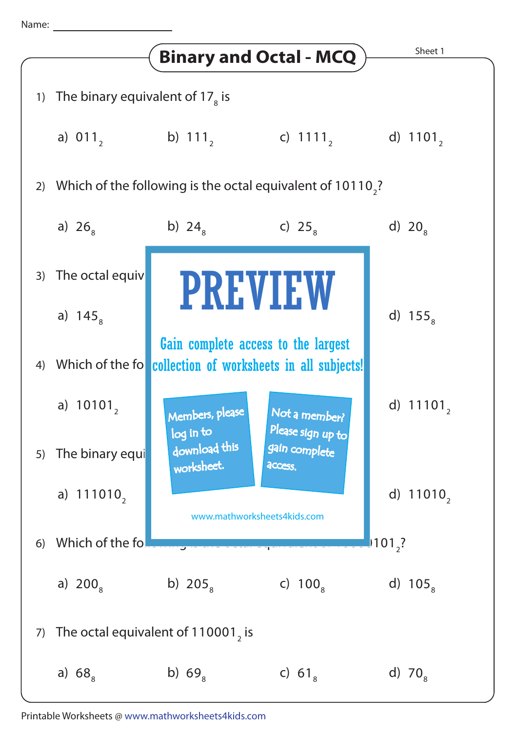Name: ____________________

# Binary and Octal - MCQ

Sheet 1

1) The binary equivalent of $17_8$ is

a) $011_2$  b) $111_2$  c) $1111_2$  d) $1101_2$

2) Which of the following is the octal equivalent of $10110_2$?

a) $26_8$  b) $24_8$  c) $25_8$  d) $20_8$

3) The octal equiv

a) $145_8$  d) $155_8$

4) Which of the fo

a) $10101_2$  d) $11101_2$

5) The binary equi

a) $111010_2$  d) $11010_2$

PREVIEW

Gain complete access to the largest collection of worksheets in all subjects!

Members, please log in to download this worksheet.

Not a member? Please sign up to gain complete access.

www.mathworksheets4kids.com

6) Which of the fo 101$_2$?

a) $200_8$  b) $205_8$  c) $100_8$  d) $105_8$

7) The octal equivalent of $110001_2$ is

a) $68_8$  b) $69_8$  c) $61_8$  d) $70_8$

Printable Worksheets @ www.mathworksheets4kids.com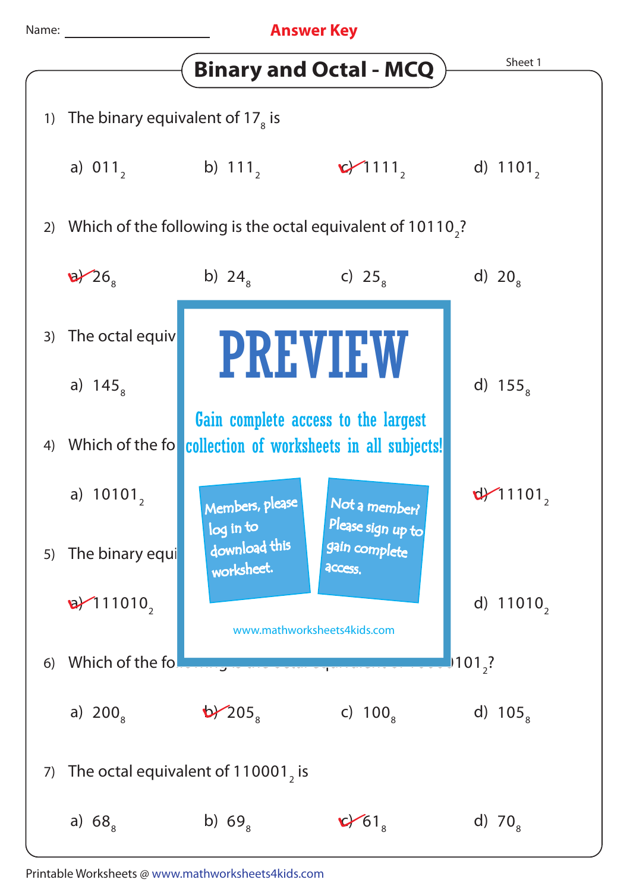Name: ____________________

**Answer Key**

# Binary and Octal - MCQ

Sheet 1

1) The binary equivalent of $17_8$ is

a) $011_2$ b) $111_2$ c) ✓ $1111_2$ d) $1101_2$

2) Which of the following is the octal equivalent of $10110_2$?

a) ✓ $26_8$ b) $24_8$ c) $25_8$ d) $20_8$

3) The octal equiv

a) $145_8$ d) $155_8$

4) Which of the fo

a) $10101_2$ d) ✓ $11101_2$

5) The binary equi

a) ✓ $111010_2$ d) $11010_2$

PREVIEW

Gain complete access to the largest collection of worksheets in all subjects!

Members, please log in to download this worksheet.

Not a member? Please sign up to gain complete access.

www.mathworksheets4kids.com

6) Which of the fo $101_2$?

a) $200_8$ b) ✓ $205_8$ c) $100_8$ d) $105_8$

7) The octal equivalent of $110001_2$ is

a) $68_8$ b) $69_8$ c) ✓ $61_8$ d) $70_8$

Printable Worksheets @ www.mathworksheets4kids.com